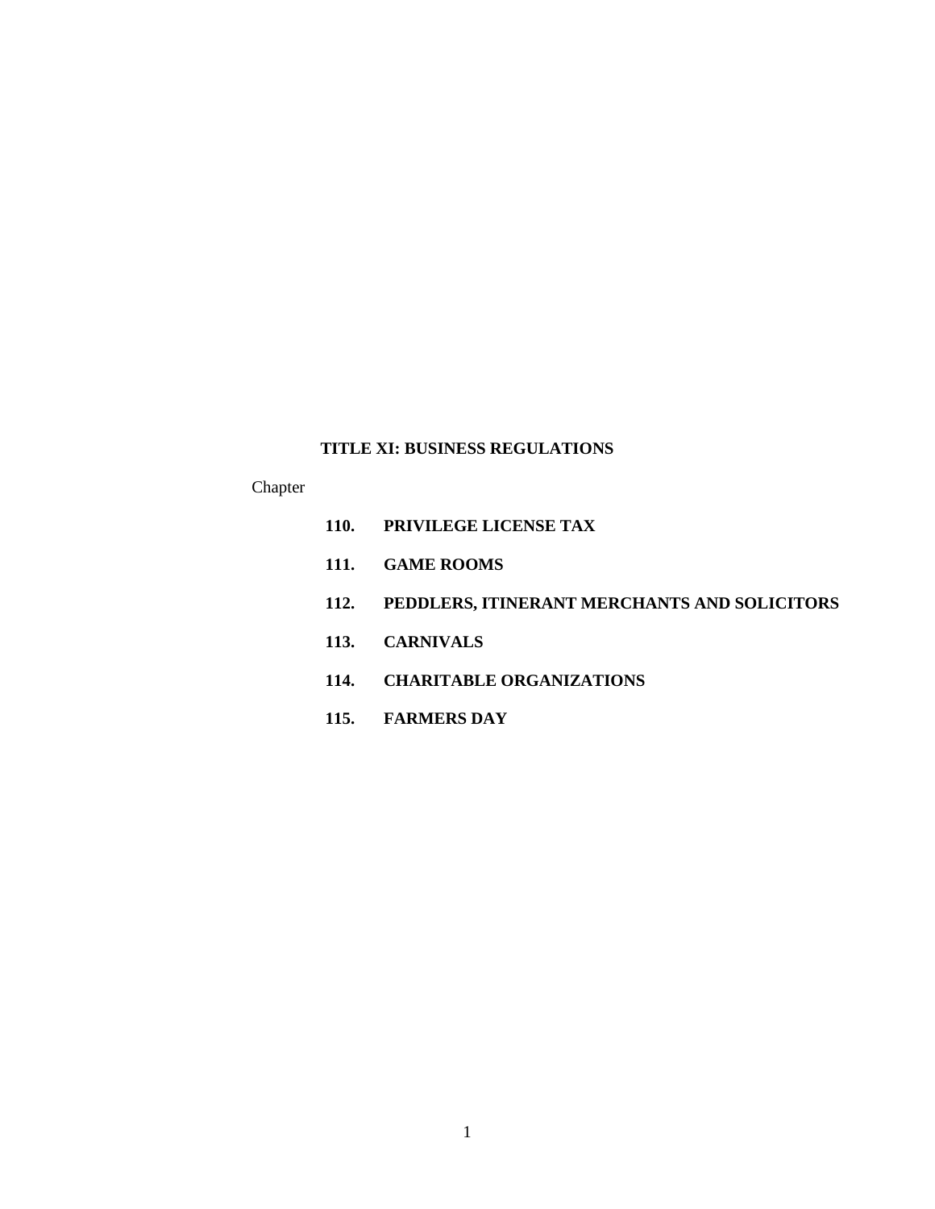# TITLE XI: BUSINESS REGULATIONS

Chapter

**110. PRIVILEGE LICENSE TAX**

**111. GAME ROOMS**

**112. PEDDLERS, ITINERANT MERCHANTS AND SOLICITORS**

**113. CARNIVALS**

**114. CHARITABLE ORGANIZATIONS**

**115. FARMERS DAY**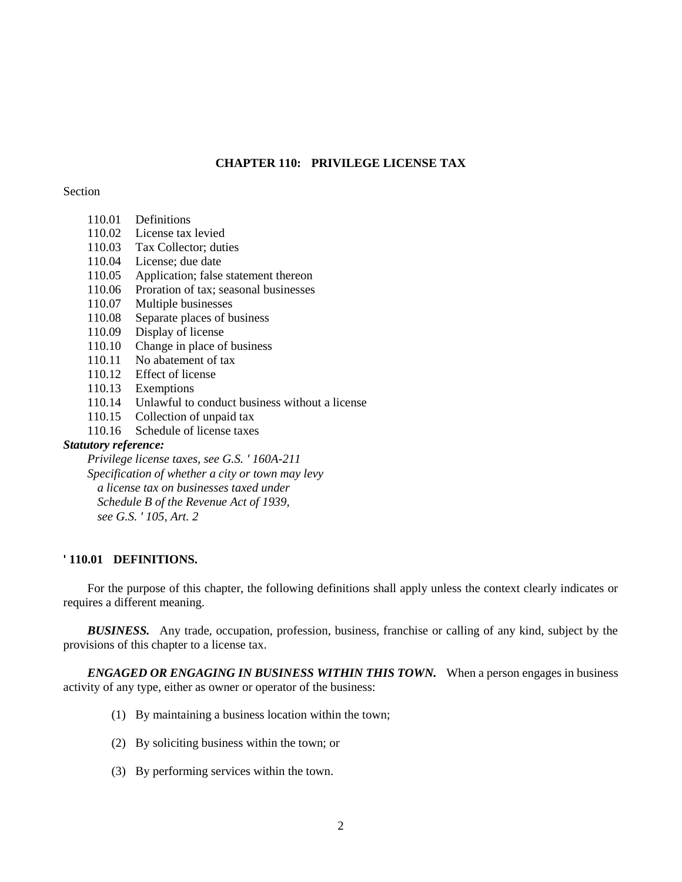# CHAPTER 110: PRIVILEGE LICENSE TAX

Section

110.01 Definitions
110.02 License tax levied
110.03 Tax Collector; duties
110.04 License; due date
110.05 Application; false statement thereon
110.06 Proration of tax; seasonal businesses
110.07 Multiple businesses
110.08 Separate places of business
110.09 Display of license
110.10 Change in place of business
110.11 No abatement of tax
110.12 Effect of license
110.13 Exemptions
110.14 Unlawful to conduct business without a license
110.15 Collection of unpaid tax
110.16 Schedule of license taxes

***Statutory reference:***

*Privilege license taxes, see G.S. ' 160A-211*
*Specification of whether a city or town may levy a license tax on businesses taxed under Schedule B of the Revenue Act of 1939, see G.S. ' 105, Art. 2*

## ' 110.01 DEFINITIONS.

For the purpose of this chapter, the following definitions shall apply unless the context clearly indicates or requires a different meaning.

***BUSINESS.*** Any trade, occupation, profession, business, franchise or calling of any kind, subject by the provisions of this chapter to a license tax.

***ENGAGED OR ENGAGING IN BUSINESS WITHIN THIS TOWN.*** When a person engages in business activity of any type, either as owner or operator of the business:

(1) By maintaining a business location within the town;

(2) By soliciting business within the town; or

(3) By performing services within the town.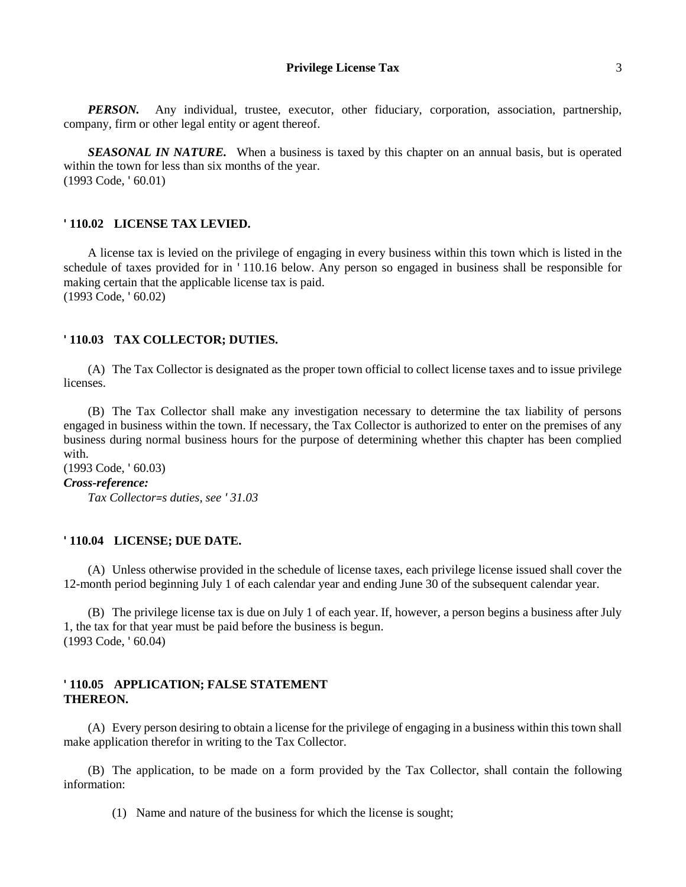***PERSON.*** Any individual, trustee, executor, other fiduciary, corporation, association, partnership, company, firm or other legal entity or agent thereof.

***SEASONAL IN NATURE.*** When a business is taxed by this chapter on an annual basis, but is operated within the town for less than six months of the year.
(1993 Code, ' 60.01)

### ' 110.02 LICENSE TAX LEVIED.

A license tax is levied on the privilege of engaging in every business within this town which is listed in the schedule of taxes provided for in ' 110.16 below. Any person so engaged in business shall be responsible for making certain that the applicable license tax is paid.
(1993 Code, ' 60.02)

### ' 110.03 TAX COLLECTOR; DUTIES.

(A) The Tax Collector is designated as the proper town official to collect license taxes and to issue privilege licenses.

(B) The Tax Collector shall make any investigation necessary to determine the tax liability of persons engaged in business within the town. If necessary, the Tax Collector is authorized to enter on the premises of any business during normal business hours for the purpose of determining whether this chapter has been complied with.
(1993 Code, ' 60.03)

***Cross-reference:***
*Tax Collector=s duties, see ' 31.03*

### ' 110.04 LICENSE; DUE DATE.

(A) Unless otherwise provided in the schedule of license taxes, each privilege license issued shall cover the 12-month period beginning July 1 of each calendar year and ending June 30 of the subsequent calendar year.

(B) The privilege license tax is due on July 1 of each year. If, however, a person begins a business after July 1, the tax for that year must be paid before the business is begun.
(1993 Code, ' 60.04)

### ' 110.05 APPLICATION; FALSE STATEMENT THEREON.

(A) Every person desiring to obtain a license for the privilege of engaging in a business within this town shall make application therefor in writing to the Tax Collector.

(B) The application, to be made on a form provided by the Tax Collector, shall contain the following information:

(1) Name and nature of the business for which the license is sought;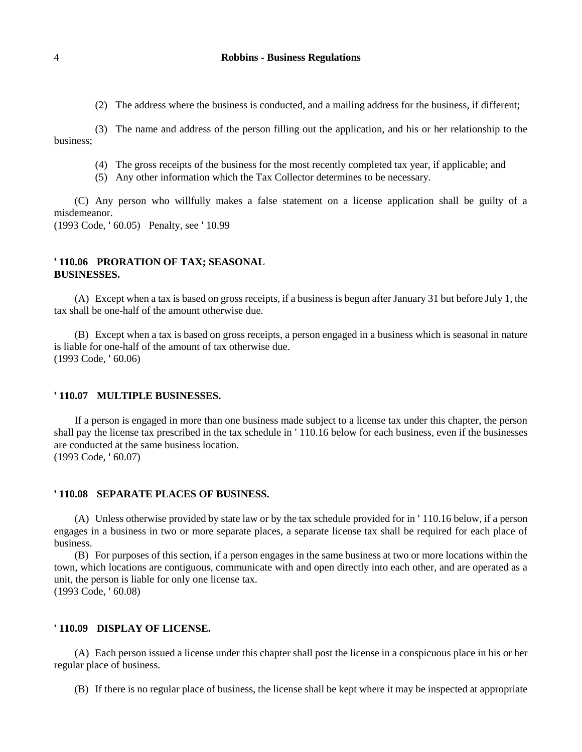(2) The address where the business is conducted, and a mailing address for the business, if different;

(3) The name and address of the person filling out the application, and his or her relationship to the business;

(4) The gross receipts of the business for the most recently completed tax year, if applicable; and

(5) Any other information which the Tax Collector determines to be necessary.

(C) Any person who willfully makes a false statement on a license application shall be guilty of a misdemeanor.
(1993 Code, ' 60.05) Penalty, see ' 10.99

### ' 110.06 PRORATION OF TAX; SEASONAL BUSINESSES.

(A) Except when a tax is based on gross receipts, if a business is begun after January 31 but before July 1, the tax shall be one-half of the amount otherwise due.

(B) Except when a tax is based on gross receipts, a person engaged in a business which is seasonal in nature is liable for one-half of the amount of tax otherwise due.
(1993 Code, ' 60.06)

### ' 110.07 MULTIPLE BUSINESSES.

If a person is engaged in more than one business made subject to a license tax under this chapter, the person shall pay the license tax prescribed in the tax schedule in ' 110.16 below for each business, even if the businesses are conducted at the same business location.
(1993 Code, ' 60.07)

### ' 110.08 SEPARATE PLACES OF BUSINESS.

(A) Unless otherwise provided by state law or by the tax schedule provided for in ' 110.16 below, if a person engages in a business in two or more separate places, a separate license tax shall be required for each place of business.

(B) For purposes of this section, if a person engages in the same business at two or more locations within the town, which locations are contiguous, communicate with and open directly into each other, and are operated as a unit, the person is liable for only one license tax.
(1993 Code, ' 60.08)

### ' 110.09 DISPLAY OF LICENSE.

(A) Each person issued a license under this chapter shall post the license in a conspicuous place in his or her regular place of business.

(B) If there is no regular place of business, the license shall be kept where it may be inspected at appropriate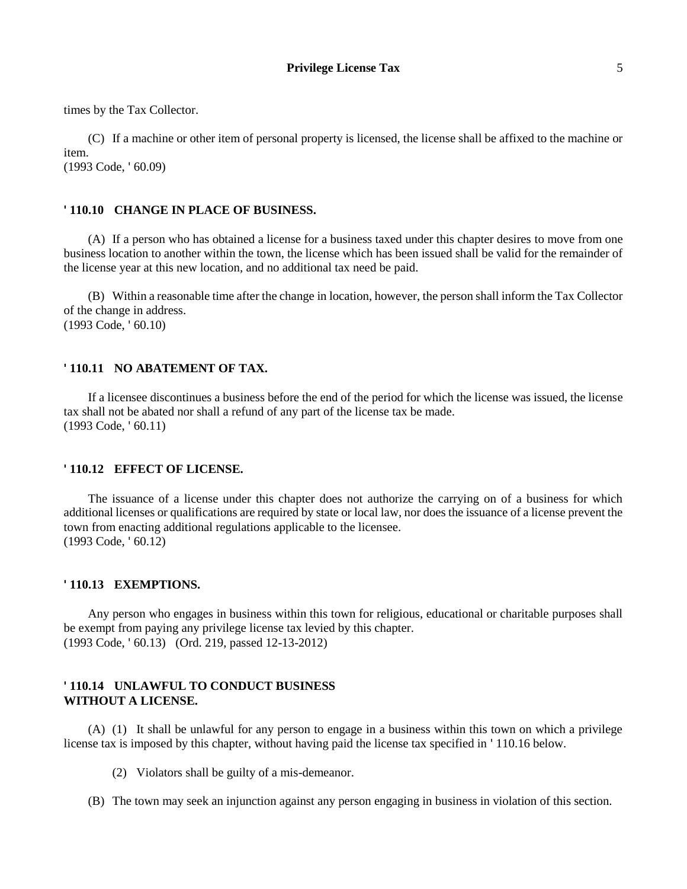times by the Tax Collector.

(C) If a machine or other item of personal property is licensed, the license shall be affixed to the machine or item.
(1993 Code, ' 60.09)

### ' 110.10 CHANGE IN PLACE OF BUSINESS.

(A) If a person who has obtained a license for a business taxed under this chapter desires to move from one business location to another within the town, the license which has been issued shall be valid for the remainder of the license year at this new location, and no additional tax need be paid.

(B) Within a reasonable time after the change in location, however, the person shall inform the Tax Collector of the change in address.
(1993 Code, ' 60.10)

### ' 110.11 NO ABATEMENT OF TAX.

If a licensee discontinues a business before the end of the period for which the license was issued, the license tax shall not be abated nor shall a refund of any part of the license tax be made.
(1993 Code, ' 60.11)

### ' 110.12 EFFECT OF LICENSE.

The issuance of a license under this chapter does not authorize the carrying on of a business for which additional licenses or qualifications are required by state or local law, nor does the issuance of a license prevent the town from enacting additional regulations applicable to the licensee.
(1993 Code, ' 60.12)

### ' 110.13 EXEMPTIONS.

Any person who engages in business within this town for religious, educational or charitable purposes shall be exempt from paying any privilege license tax levied by this chapter.
(1993 Code, ' 60.13) (Ord. 219, passed 12-13-2012)

### ' 110.14 UNLAWFUL TO CONDUCT BUSINESS WITHOUT A LICENSE.

(A) (1) It shall be unlawful for any person to engage in a business within this town on which a privilege license tax is imposed by this chapter, without having paid the license tax specified in ' 110.16 below.

(2) Violators shall be guilty of a mis-demeanor.

(B) The town may seek an injunction against any person engaging in business in violation of this section.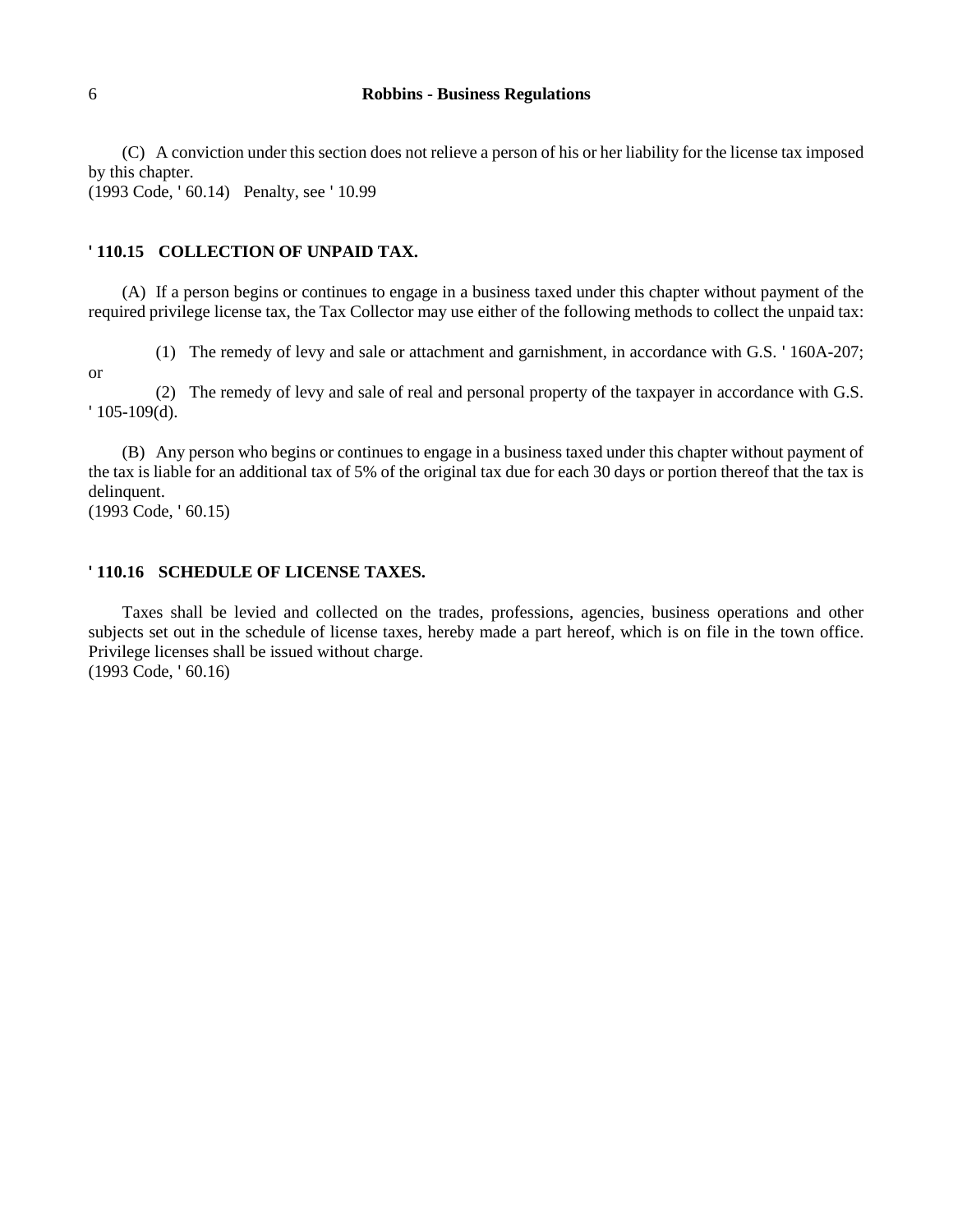(C) A conviction under this section does not relieve a person of his or her liability for the license tax imposed by this chapter.
(1993 Code, ' 60.14) Penalty, see ' 10.99

### ' 110.15 COLLECTION OF UNPAID TAX.

(A) If a person begins or continues to engage in a business taxed under this chapter without payment of the required privilege license tax, the Tax Collector may use either of the following methods to collect the unpaid tax:

(1) The remedy of levy and sale or attachment and garnishment, in accordance with G.S. ' 160A-207; or

(2) The remedy of levy and sale of real and personal property of the taxpayer in accordance with G.S. ' 105-109(d).

(B) Any person who begins or continues to engage in a business taxed under this chapter without payment of the tax is liable for an additional tax of 5% of the original tax due for each 30 days or portion thereof that the tax is delinquent.
(1993 Code, ' 60.15)

### ' 110.16 SCHEDULE OF LICENSE TAXES.

Taxes shall be levied and collected on the trades, professions, agencies, business operations and other subjects set out in the schedule of license taxes, hereby made a part hereof, which is on file in the town office. Privilege licenses shall be issued without charge.
(1993 Code, ' 60.16)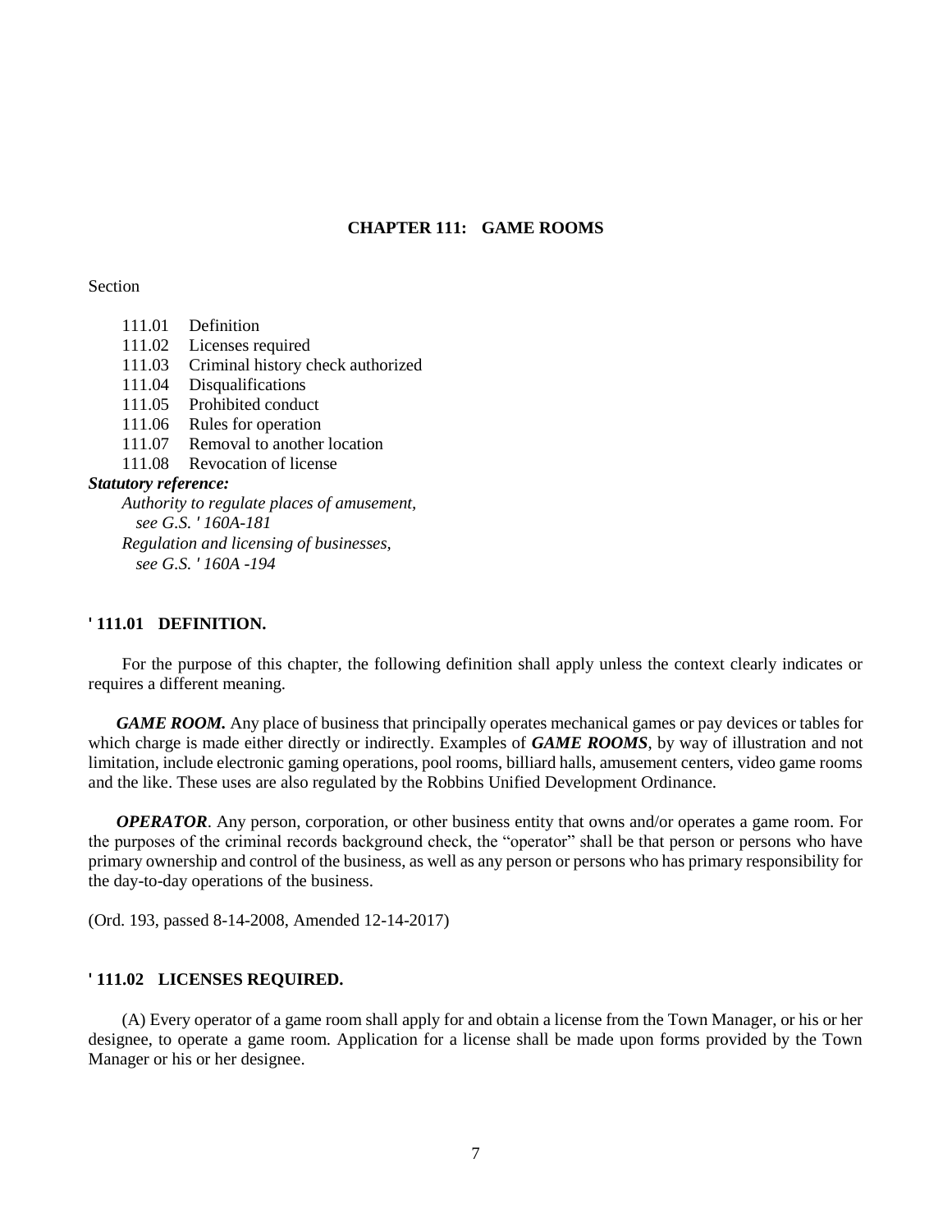# CHAPTER 111: GAME ROOMS

Section

- 111.01 Definition
- 111.02 Licenses required
- 111.03 Criminal history check authorized
- 111.04 Disqualifications
- 111.05 Prohibited conduct
- 111.06 Rules for operation
- 111.07 Removal to another location
- 111.08 Revocation of license

***Statutory reference:***

*Authority to regulate places of amusement, see G.S. ' 160A-181*

*Regulation and licensing of businesses, see G.S. ' 160A -194*

## ' 111.01 DEFINITION.

For the purpose of this chapter, the following definition shall apply unless the context clearly indicates or requires a different meaning.

***GAME ROOM.*** Any place of business that principally operates mechanical games or pay devices or tables for which charge is made either directly or indirectly. Examples of ***GAME ROOMS***, by way of illustration and not limitation, include electronic gaming operations, pool rooms, billiard halls, amusement centers, video game rooms and the like. These uses are also regulated by the Robbins Unified Development Ordinance.

***OPERATOR***. Any person, corporation, or other business entity that owns and/or operates a game room. For the purposes of the criminal records background check, the "operator" shall be that person or persons who have primary ownership and control of the business, as well as any person or persons who has primary responsibility for the day-to-day operations of the business.

(Ord. 193, passed 8-14-2008, Amended 12-14-2017)

## ' 111.02 LICENSES REQUIRED.

(A) Every operator of a game room shall apply for and obtain a license from the Town Manager, or his or her designee, to operate a game room. Application for a license shall be made upon forms provided by the Town Manager or his or her designee.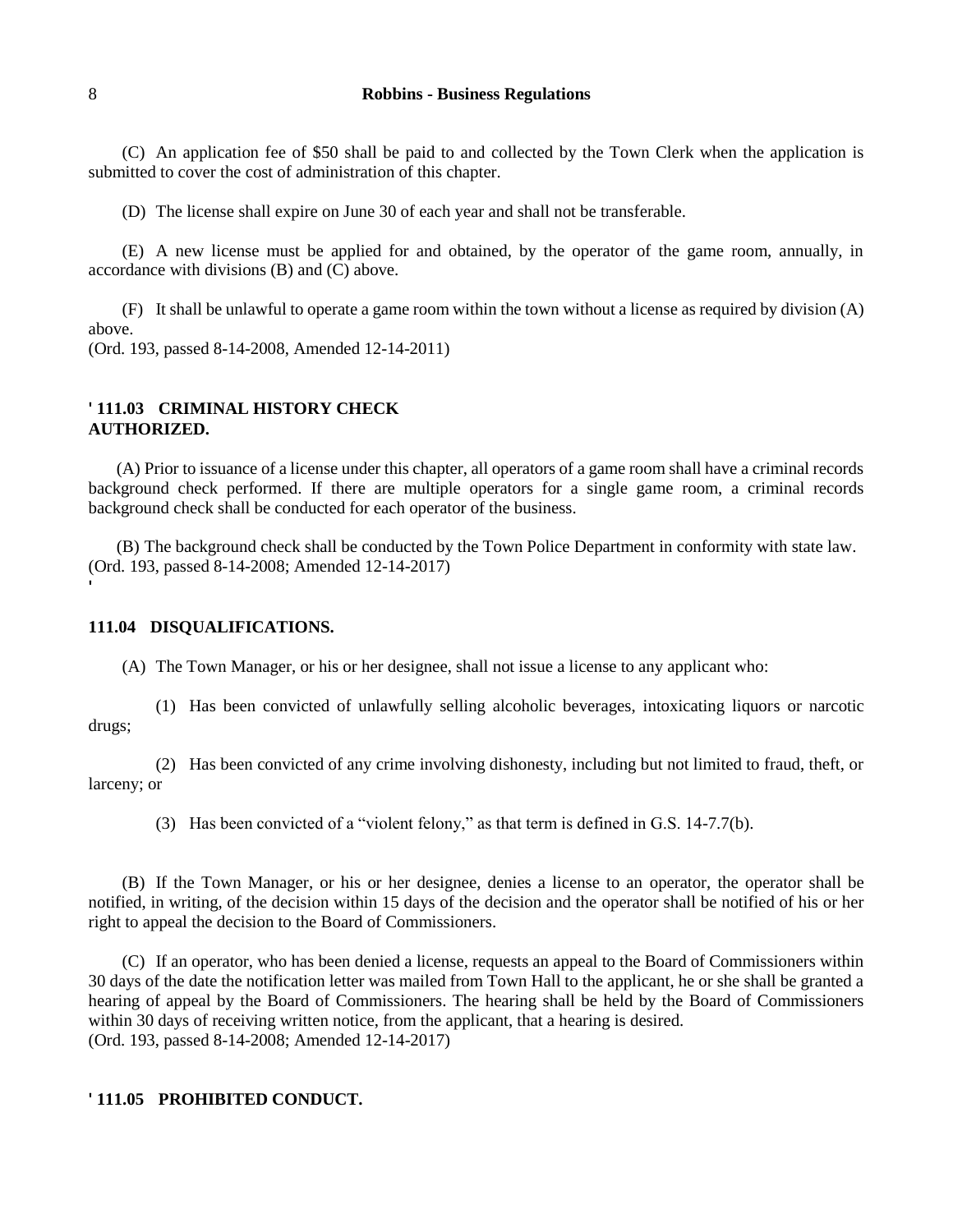(C) An application fee of $50 shall be paid to and collected by the Town Clerk when the application is submitted to cover the cost of administration of this chapter.

(D) The license shall expire on June 30 of each year and shall not be transferable.

(E) A new license must be applied for and obtained, by the operator of the game room, annually, in accordance with divisions (B) and (C) above.

(F) It shall be unlawful to operate a game room within the town without a license as required by division (A) above.
(Ord. 193, passed 8-14-2008, Amended 12-14-2011)

### ' 111.03 CRIMINAL HISTORY CHECK AUTHORIZED.

(A) Prior to issuance of a license under this chapter, all operators of a game room shall have a criminal records background check performed. If there are multiple operators for a single game room, a criminal records background check shall be conducted for each operator of the business.

(B) The background check shall be conducted by the Town Police Department in conformity with state law.
(Ord. 193, passed 8-14-2008; Amended 12-14-2017)
'

### 111.04 DISQUALIFICATIONS.

(A) The Town Manager, or his or her designee, shall not issue a license to any applicant who:

(1) Has been convicted of unlawfully selling alcoholic beverages, intoxicating liquors or narcotic drugs;

(2) Has been convicted of any crime involving dishonesty, including but not limited to fraud, theft, or larceny; or

(3) Has been convicted of a "violent felony," as that term is defined in G.S. 14-7.7(b).

(B) If the Town Manager, or his or her designee, denies a license to an operator, the operator shall be notified, in writing, of the decision within 15 days of the decision and the operator shall be notified of his or her right to appeal the decision to the Board of Commissioners.

(C) If an operator, who has been denied a license, requests an appeal to the Board of Commissioners within 30 days of the date the notification letter was mailed from Town Hall to the applicant, he or she shall be granted a hearing of appeal by the Board of Commissioners. The hearing shall be held by the Board of Commissioners within 30 days of receiving written notice, from the applicant, that a hearing is desired.
(Ord. 193, passed 8-14-2008; Amended 12-14-2017)

### ' 111.05 PROHIBITED CONDUCT.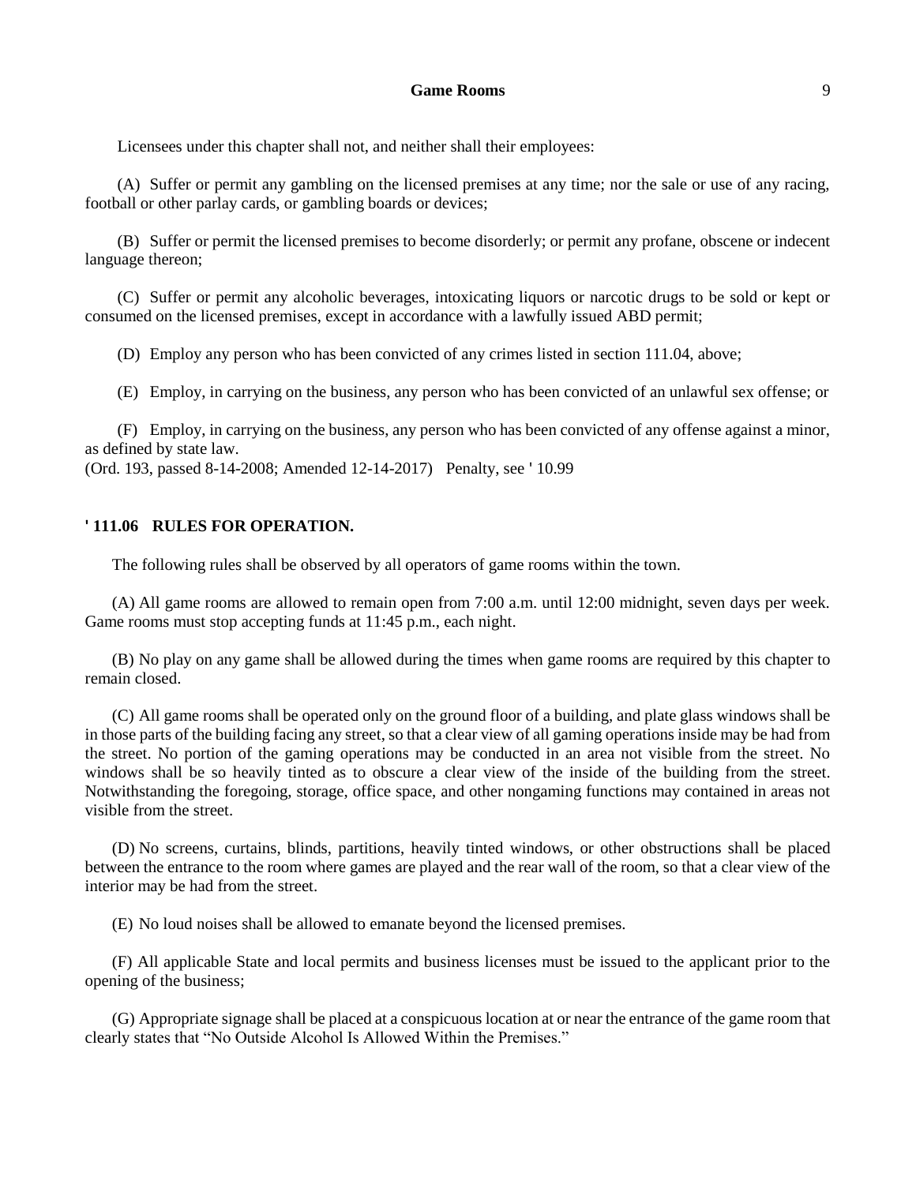Licensees under this chapter shall not, and neither shall their employees:

(A) Suffer or permit any gambling on the licensed premises at any time; nor the sale or use of any racing, football or other parlay cards, or gambling boards or devices;

(B) Suffer or permit the licensed premises to become disorderly; or permit any profane, obscene or indecent language thereon;

(C) Suffer or permit any alcoholic beverages, intoxicating liquors or narcotic drugs to be sold or kept or consumed on the licensed premises, except in accordance with a lawfully issued ABD permit;

(D) Employ any person who has been convicted of any crimes listed in section 111.04, above;

(E) Employ, in carrying on the business, any person who has been convicted of an unlawful sex offense; or

(F) Employ, in carrying on the business, any person who has been convicted of any offense against a minor, as defined by state law.

(Ord. 193, passed 8-14-2008; Amended 12-14-2017) Penalty, see ' 10.99

**' 111.06 RULES FOR OPERATION.**

The following rules shall be observed by all operators of game rooms within the town.

(A) All game rooms are allowed to remain open from 7:00 a.m. until 12:00 midnight, seven days per week. Game rooms must stop accepting funds at 11:45 p.m., each night.

(B) No play on any game shall be allowed during the times when game rooms are required by this chapter to remain closed.

(C) All game rooms shall be operated only on the ground floor of a building, and plate glass windows shall be in those parts of the building facing any street, so that a clear view of all gaming operations inside may be had from the street. No portion of the gaming operations may be conducted in an area not visible from the street. No windows shall be so heavily tinted as to obscure a clear view of the inside of the building from the street. Notwithstanding the foregoing, storage, office space, and other nongaming functions may contained in areas not visible from the street.

(D) No screens, curtains, blinds, partitions, heavily tinted windows, or other obstructions shall be placed between the entrance to the room where games are played and the rear wall of the room, so that a clear view of the interior may be had from the street.

(E) No loud noises shall be allowed to emanate beyond the licensed premises.

(F) All applicable State and local permits and business licenses must be issued to the applicant prior to the opening of the business;

(G) Appropriate signage shall be placed at a conspicuous location at or near the entrance of the game room that clearly states that "No Outside Alcohol Is Allowed Within the Premises."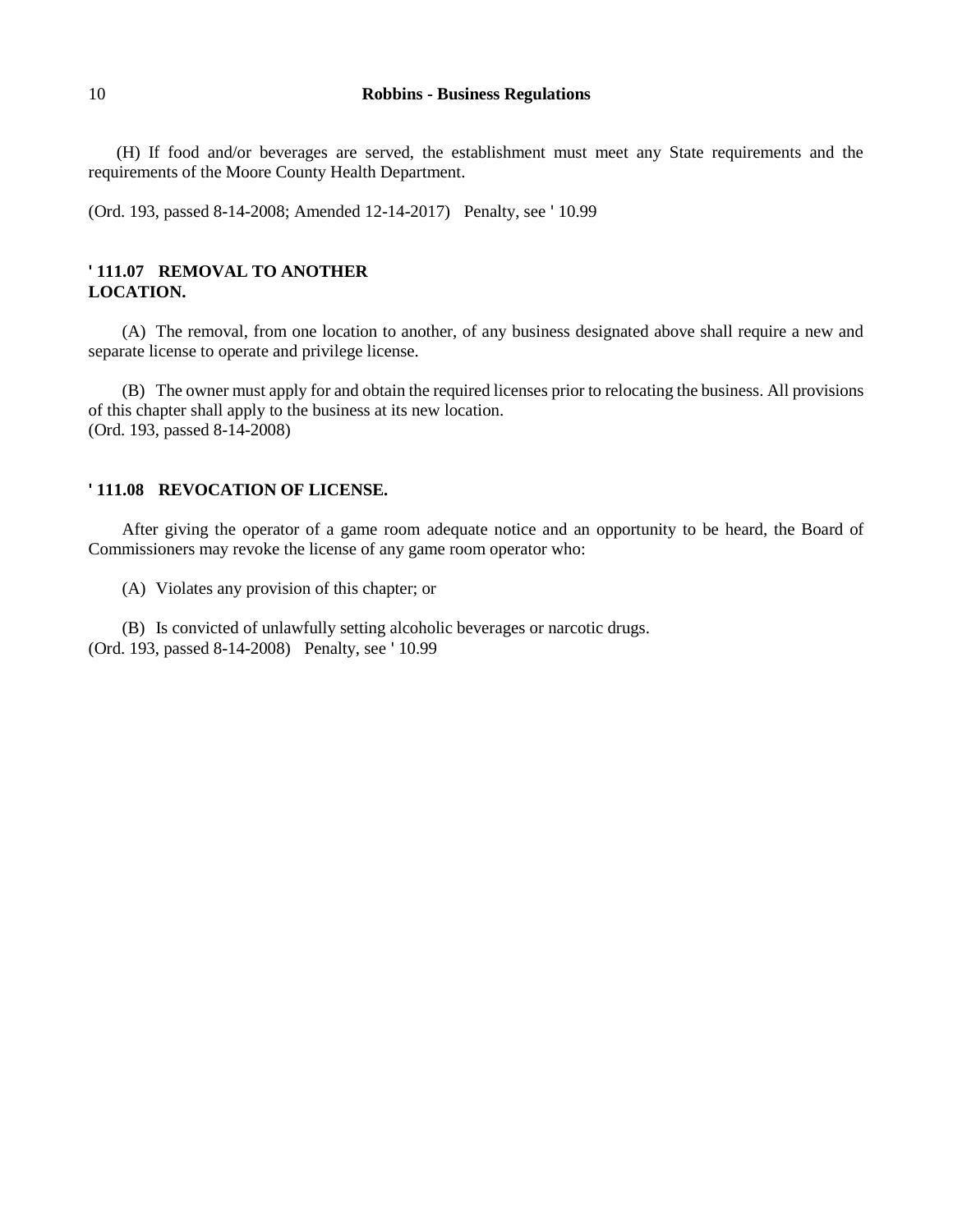(H) If food and/or beverages are served, the establishment must meet any State requirements and the requirements of the Moore County Health Department.

(Ord. 193, passed 8-14-2008; Amended 12-14-2017) Penalty, see ' 10.99

### ' 111.07 REMOVAL TO ANOTHER LOCATION.

(A) The removal, from one location to another, of any business designated above shall require a new and separate license to operate and privilege license.

(B) The owner must apply for and obtain the required licenses prior to relocating the business. All provisions of this chapter shall apply to the business at its new location.
(Ord. 193, passed 8-14-2008)

### ' 111.08 REVOCATION OF LICENSE.

After giving the operator of a game room adequate notice and an opportunity to be heard, the Board of Commissioners may revoke the license of any game room operator who:

(A) Violates any provision of this chapter; or

(B) Is convicted of unlawfully setting alcoholic beverages or narcotic drugs.
(Ord. 193, passed 8-14-2008) Penalty, see ' 10.99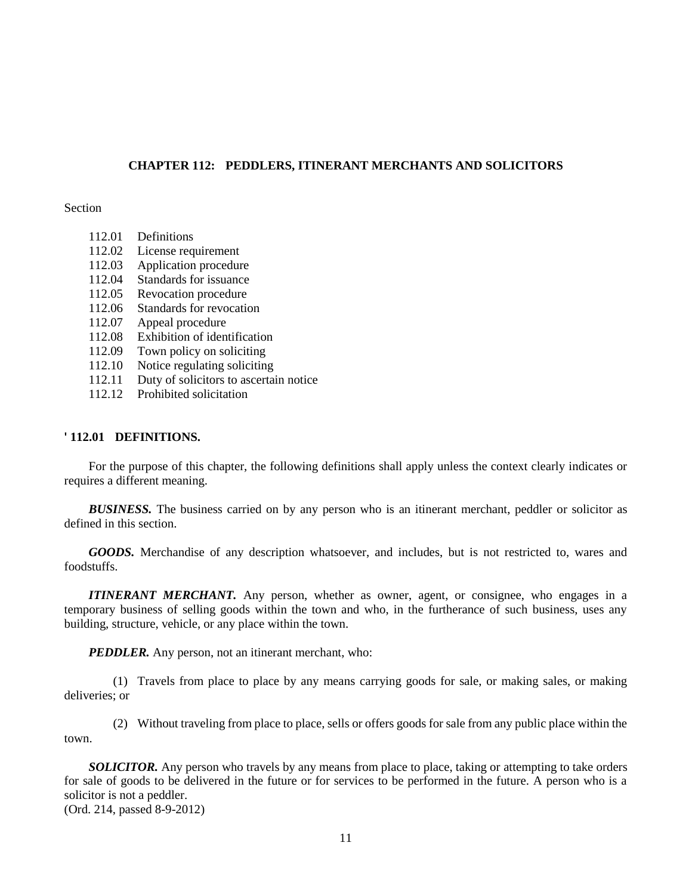## CHAPTER 112: PEDDLERS, ITINERANT MERCHANTS AND SOLICITORS

Section

- 112.01 Definitions
- 112.02 License requirement
- 112.03 Application procedure
- 112.04 Standards for issuance
- 112.05 Revocation procedure
- 112.06 Standards for revocation
- 112.07 Appeal procedure
- 112.08 Exhibition of identification
- 112.09 Town policy on soliciting
- 112.10 Notice regulating soliciting
- 112.11 Duty of solicitors to ascertain notice
- 112.12 Prohibited solicitation

### ' 112.01 DEFINITIONS.

For the purpose of this chapter, the following definitions shall apply unless the context clearly indicates or requires a different meaning.

***BUSINESS.*** The business carried on by any person who is an itinerant merchant, peddler or solicitor as defined in this section.

***GOODS.*** Merchandise of any description whatsoever, and includes, but is not restricted to, wares and foodstuffs.

***ITINERANT MERCHANT.*** Any person, whether as owner, agent, or consignee, who engages in a temporary business of selling goods within the town and who, in the furtherance of such business, uses any building, structure, vehicle, or any place within the town.

***PEDDLER.*** Any person, not an itinerant merchant, who:

(1) Travels from place to place by any means carrying goods for sale, or making sales, or making deliveries; or

(2) Without traveling from place to place, sells or offers goods for sale from any public place within the town.

***SOLICITOR.*** Any person who travels by any means from place to place, taking or attempting to take orders for sale of goods to be delivered in the future or for services to be performed in the future. A person who is a solicitor is not a peddler.
(Ord. 214, passed 8-9-2012)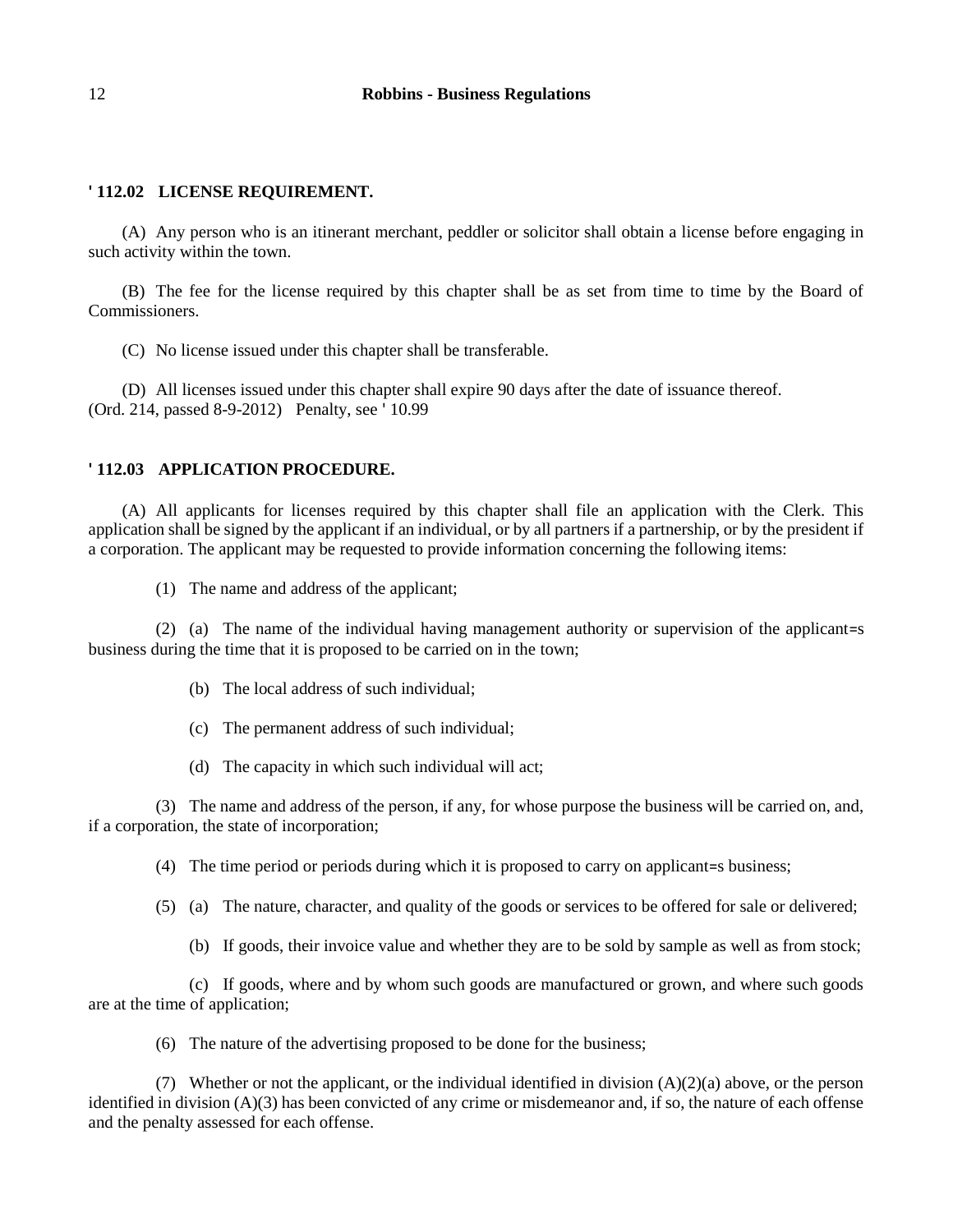## ' 112.02 LICENSE REQUIREMENT.

(A) Any person who is an itinerant merchant, peddler or solicitor shall obtain a license before engaging in such activity within the town.

(B) The fee for the license required by this chapter shall be as set from time to time by the Board of Commissioners.

(C) No license issued under this chapter shall be transferable.

(D) All licenses issued under this chapter shall expire 90 days after the date of issuance thereof.
(Ord. 214, passed 8-9-2012) Penalty, see ' 10.99

## ' 112.03 APPLICATION PROCEDURE.

(A) All applicants for licenses required by this chapter shall file an application with the Clerk. This application shall be signed by the applicant if an individual, or by all partners if a partnership, or by the president if a corporation. The applicant may be requested to provide information concerning the following items:

(1) The name and address of the applicant;

(2) (a) The name of the individual having management authority or supervision of the applicant=s business during the time that it is proposed to be carried on in the town;

(b) The local address of such individual;

(c) The permanent address of such individual;

(d) The capacity in which such individual will act;

(3) The name and address of the person, if any, for whose purpose the business will be carried on, and, if a corporation, the state of incorporation;

(4) The time period or periods during which it is proposed to carry on applicant=s business;

(5) (a) The nature, character, and quality of the goods or services to be offered for sale or delivered;

(b) If goods, their invoice value and whether they are to be sold by sample as well as from stock;

(c) If goods, where and by whom such goods are manufactured or grown, and where such goods are at the time of application;

(6) The nature of the advertising proposed to be done for the business;

(7) Whether or not the applicant, or the individual identified in division (A)(2)(a) above, or the person identified in division (A)(3) has been convicted of any crime or misdemeanor and, if so, the nature of each offense and the penalty assessed for each offense.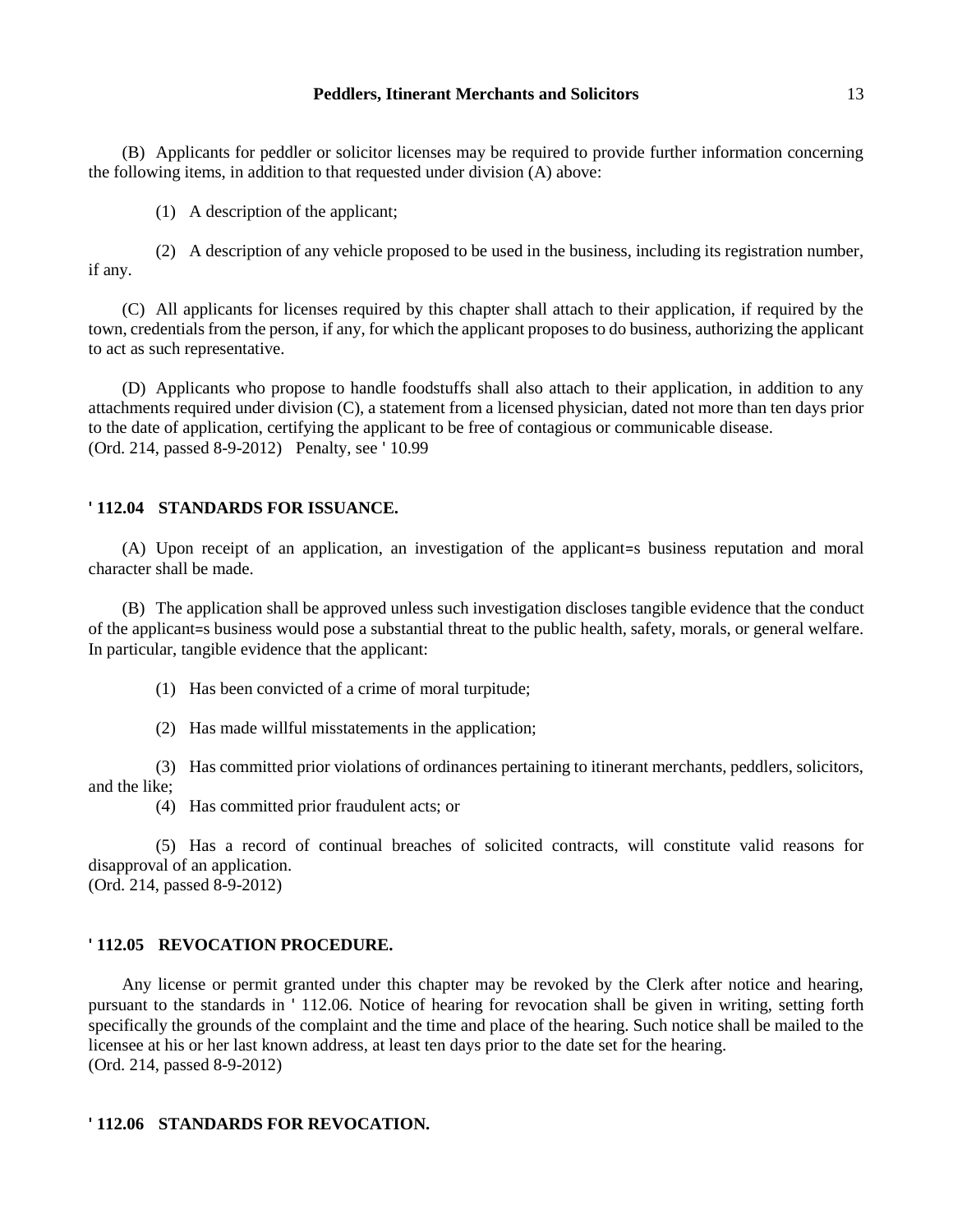(B) Applicants for peddler or solicitor licenses may be required to provide further information concerning the following items, in addition to that requested under division (A) above:

(1) A description of the applicant;

(2) A description of any vehicle proposed to be used in the business, including its registration number, if any.

(C) All applicants for licenses required by this chapter shall attach to their application, if required by the town, credentials from the person, if any, for which the applicant proposes to do business, authorizing the applicant to act as such representative.

(D) Applicants who propose to handle foodstuffs shall also attach to their application, in addition to any attachments required under division (C), a statement from a licensed physician, dated not more than ten days prior to the date of application, certifying the applicant to be free of contagious or communicable disease.
(Ord. 214, passed 8-9-2012) Penalty, see ' 10.99

## ' 112.04 STANDARDS FOR ISSUANCE.

(A) Upon receipt of an application, an investigation of the applicant=s business reputation and moral character shall be made.

(B) The application shall be approved unless such investigation discloses tangible evidence that the conduct of the applicant=s business would pose a substantial threat to the public health, safety, morals, or general welfare. In particular, tangible evidence that the applicant:

(1) Has been convicted of a crime of moral turpitude;

(2) Has made willful misstatements in the application;

(3) Has committed prior violations of ordinances pertaining to itinerant merchants, peddlers, solicitors, and the like;

(4) Has committed prior fraudulent acts; or

(5) Has a record of continual breaches of solicited contracts, will constitute valid reasons for disapproval of an application.
(Ord. 214, passed 8-9-2012)

## ' 112.05 REVOCATION PROCEDURE.

Any license or permit granted under this chapter may be revoked by the Clerk after notice and hearing, pursuant to the standards in ' 112.06. Notice of hearing for revocation shall be given in writing, setting forth specifically the grounds of the complaint and the time and place of the hearing. Such notice shall be mailed to the licensee at his or her last known address, at least ten days prior to the date set for the hearing.
(Ord. 214, passed 8-9-2012)

## ' 112.06 STANDARDS FOR REVOCATION.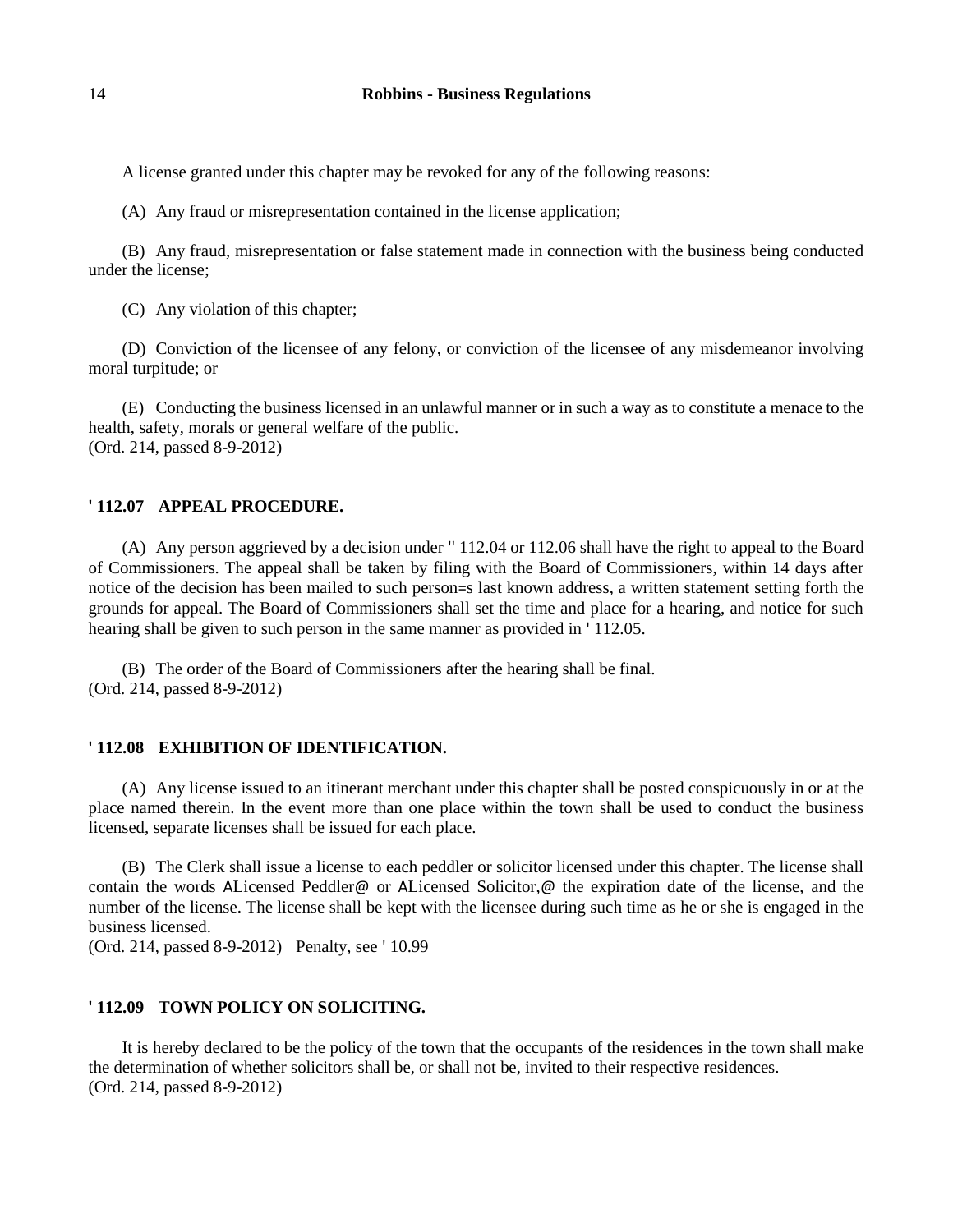A license granted under this chapter may be revoked for any of the following reasons:

(A) Any fraud or misrepresentation contained in the license application;

(B) Any fraud, misrepresentation or false statement made in connection with the business being conducted under the license;

(C) Any violation of this chapter;

(D) Conviction of the licensee of any felony, or conviction of the licensee of any misdemeanor involving moral turpitude; or

(E) Conducting the business licensed in an unlawful manner or in such a way as to constitute a menace to the health, safety, morals or general welfare of the public.
(Ord. 214, passed 8-9-2012)

### ' 112.07 APPEAL PROCEDURE.

(A) Any person aggrieved by a decision under '' 112.04 or 112.06 shall have the right to appeal to the Board of Commissioners. The appeal shall be taken by filing with the Board of Commissioners, within 14 days after notice of the decision has been mailed to such person=s last known address, a written statement setting forth the grounds for appeal. The Board of Commissioners shall set the time and place for a hearing, and notice for such hearing shall be given to such person in the same manner as provided in ' 112.05.

(B) The order of the Board of Commissioners after the hearing shall be final.
(Ord. 214, passed 8-9-2012)

### ' 112.08 EXHIBITION OF IDENTIFICATION.

(A) Any license issued to an itinerant merchant under this chapter shall be posted conspicuously in or at the place named therein. In the event more than one place within the town shall be used to conduct the business licensed, separate licenses shall be issued for each place.

(B) The Clerk shall issue a license to each peddler or solicitor licensed under this chapter. The license shall contain the words ALicensed Peddler@ or ALicensed Solicitor,@ the expiration date of the license, and the number of the license. The license shall be kept with the licensee during such time as he or she is engaged in the business licensed.
(Ord. 214, passed 8-9-2012) Penalty, see ' 10.99

### ' 112.09 TOWN POLICY ON SOLICITING.

It is hereby declared to be the policy of the town that the occupants of the residences in the town shall make the determination of whether solicitors shall be, or shall not be, invited to their respective residences.
(Ord. 214, passed 8-9-2012)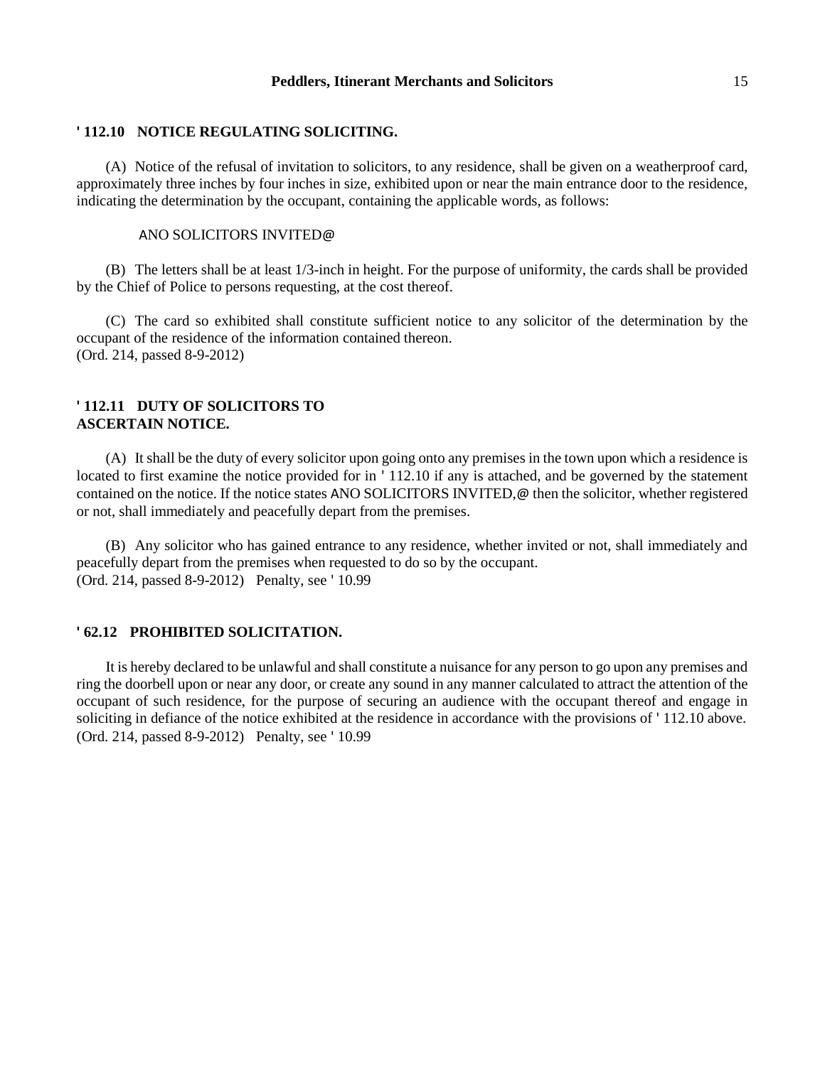## ' 112.10 NOTICE REGULATING SOLICITING.

(A) Notice of the refusal of invitation to solicitors, to any residence, shall be given on a weatherproof card, approximately three inches by four inches in size, exhibited upon or near the main entrance door to the residence, indicating the determination by the occupant, containing the applicable words, as follows:

ANO SOLICITORS INVITED@

(B) The letters shall be at least 1/3-inch in height. For the purpose of uniformity, the cards shall be provided by the Chief of Police to persons requesting, at the cost thereof.

(C) The card so exhibited shall constitute sufficient notice to any solicitor of the determination by the occupant of the residence of the information contained thereon.
(Ord. 214, passed 8-9-2012)

## ' 112.11 DUTY OF SOLICITORS TO ASCERTAIN NOTICE.

(A) It shall be the duty of every solicitor upon going onto any premises in the town upon which a residence is located to first examine the notice provided for in ' 112.10 if any is attached, and be governed by the statement contained on the notice. If the notice states ANO SOLICITORS INVITED,@ then the solicitor, whether registered or not, shall immediately and peacefully depart from the premises.

(B) Any solicitor who has gained entrance to any residence, whether invited or not, shall immediately and peacefully depart from the premises when requested to do so by the occupant.
(Ord. 214, passed 8-9-2012) Penalty, see ' 10.99

## ' 62.12 PROHIBITED SOLICITATION.

It is hereby declared to be unlawful and shall constitute a nuisance for any person to go upon any premises and ring the doorbell upon or near any door, or create any sound in any manner calculated to attract the attention of the occupant of such residence, for the purpose of securing an audience with the occupant thereof and engage in soliciting in defiance of the notice exhibited at the residence in accordance with the provisions of ' 112.10 above.
(Ord. 214, passed 8-9-2012) Penalty, see ' 10.99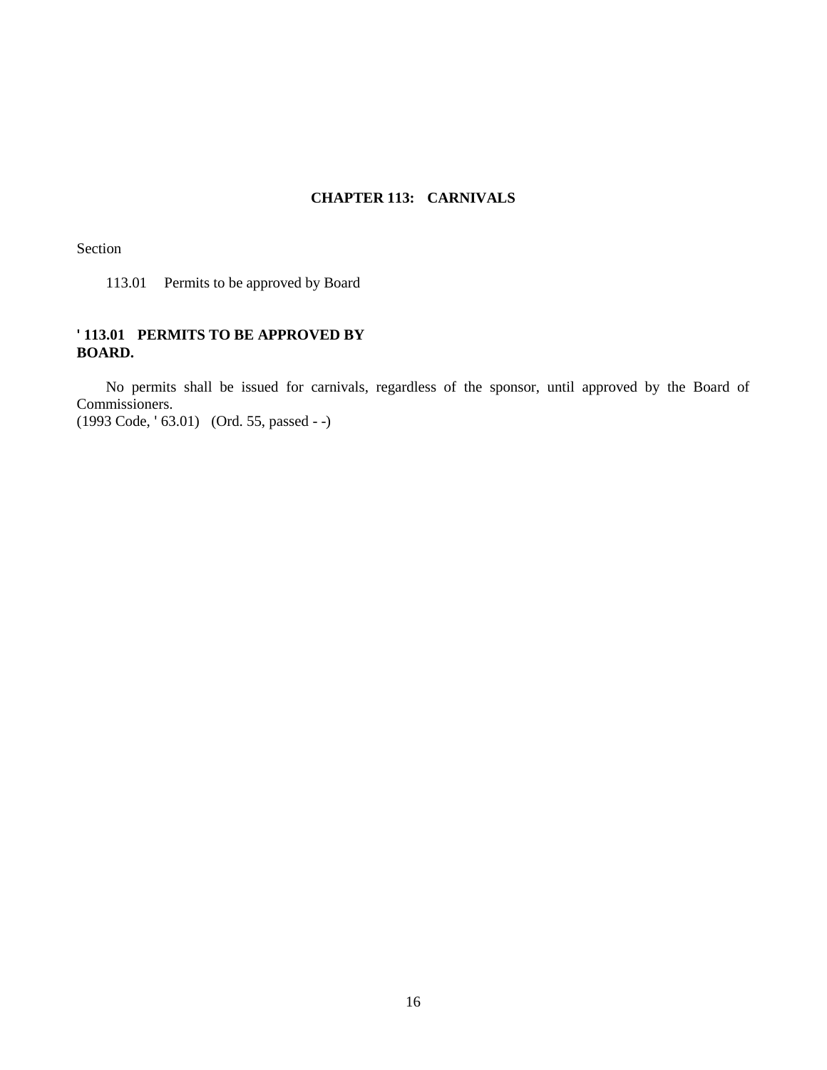# CHAPTER 113: CARNIVALS

Section

113.01 Permits to be approved by Board

### ' 113.01 PERMITS TO BE APPROVED BY BOARD.

No permits shall be issued for carnivals, regardless of the sponsor, until approved by the Board of Commissioners.
(1993 Code, ' 63.01) (Ord. 55, passed - -)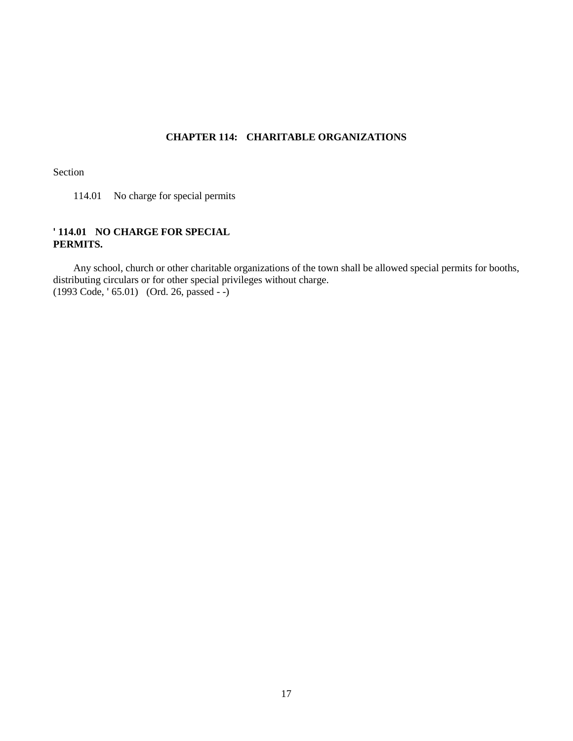# CHAPTER 114: CHARITABLE ORGANIZATIONS

Section

114.01 No charge for special permits

### ' 114.01 NO CHARGE FOR SPECIAL PERMITS.

Any school, church or other charitable organizations of the town shall be allowed special permits for booths, distributing circulars or for other special privileges without charge.
(1993 Code, ' 65.01) (Ord. 26, passed - -)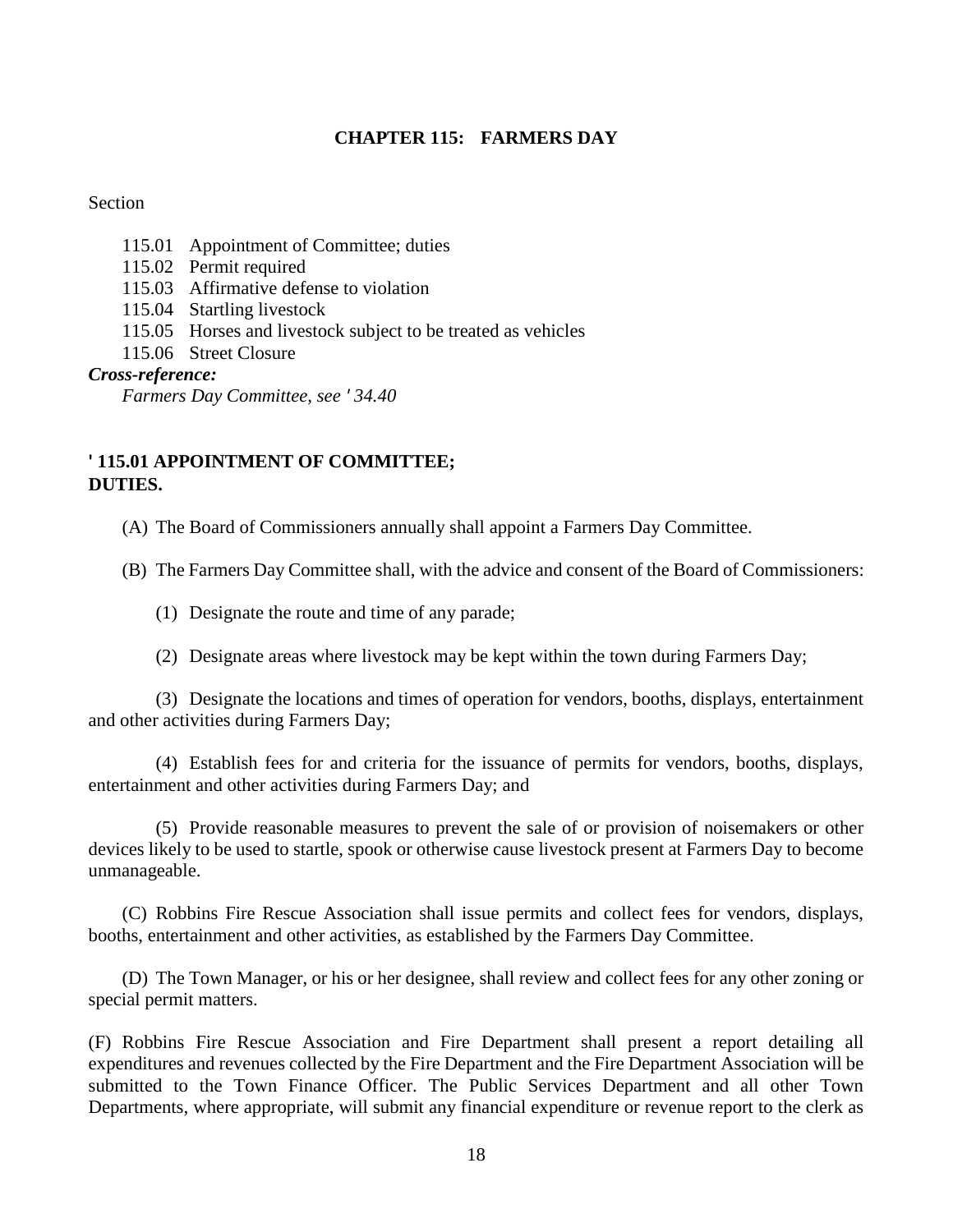# CHAPTER 115: FARMERS DAY

Section

- 115.01 Appointment of Committee; duties
- 115.02 Permit required
- 115.03 Affirmative defense to violation
- 115.04 Startling livestock
- 115.05 Horses and livestock subject to be treated as vehicles
- 115.06 Street Closure

***Cross-reference:***

*Farmers Day Committee, see ' 34.40*

## ' 115.01 APPOINTMENT OF COMMITTEE; DUTIES.

(A) The Board of Commissioners annually shall appoint a Farmers Day Committee.

(B) The Farmers Day Committee shall, with the advice and consent of the Board of Commissioners:

(1) Designate the route and time of any parade;

(2) Designate areas where livestock may be kept within the town during Farmers Day;

(3) Designate the locations and times of operation for vendors, booths, displays, entertainment and other activities during Farmers Day;

(4) Establish fees for and criteria for the issuance of permits for vendors, booths, displays, entertainment and other activities during Farmers Day; and

(5) Provide reasonable measures to prevent the sale of or provision of noisemakers or other devices likely to be used to startle, spook or otherwise cause livestock present at Farmers Day to become unmanageable.

(C) Robbins Fire Rescue Association shall issue permits and collect fees for vendors, displays, booths, entertainment and other activities, as established by the Farmers Day Committee.

(D) The Town Manager, or his or her designee, shall review and collect fees for any other zoning or special permit matters.

(F) Robbins Fire Rescue Association and Fire Department shall present a report detailing all expenditures and revenues collected by the Fire Department and the Fire Department Association will be submitted to the Town Finance Officer. The Public Services Department and all other Town Departments, where appropriate, will submit any financial expenditure or revenue report to the clerk as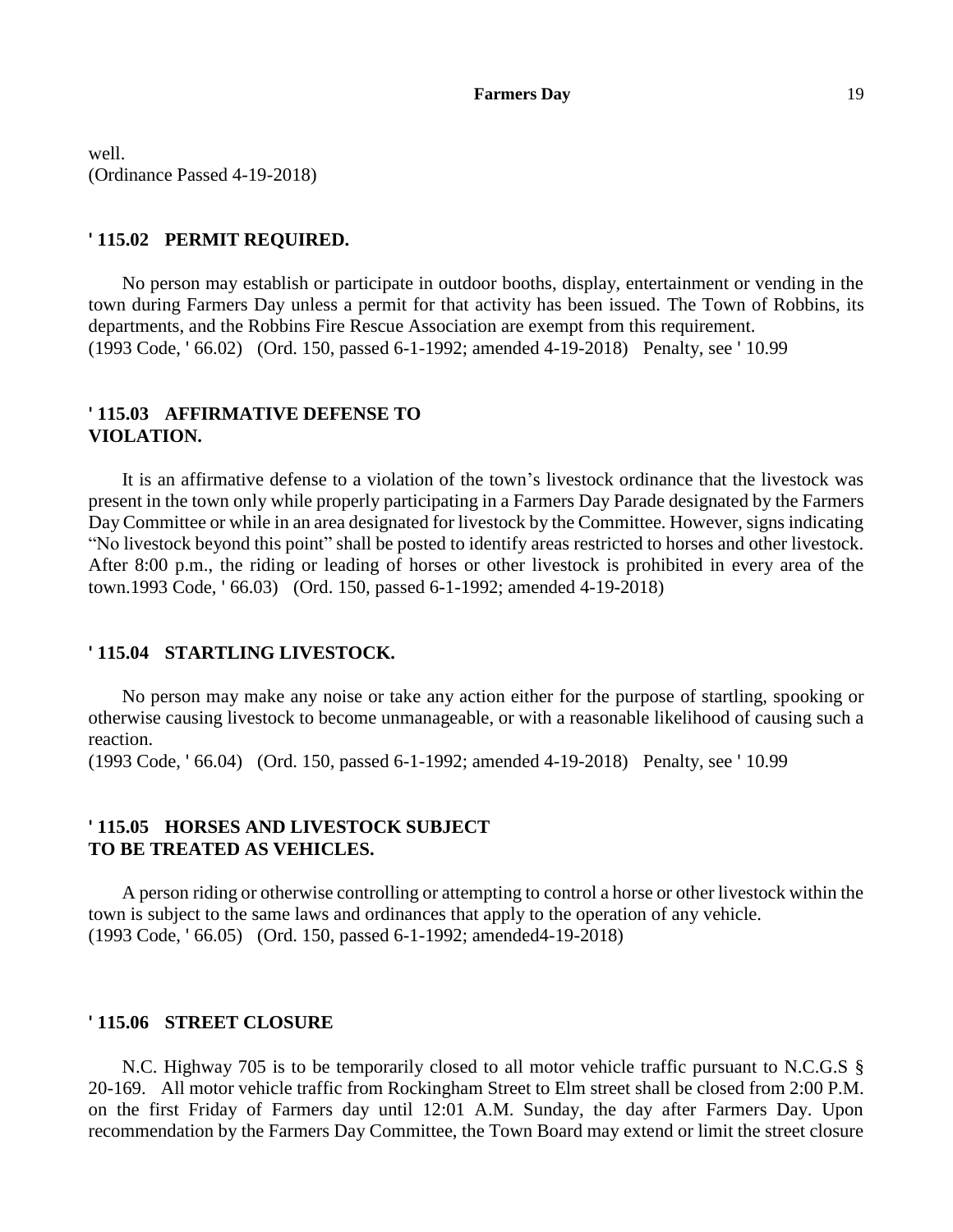well.
(Ordinance Passed 4-19-2018)

### ' 115.02 PERMIT REQUIRED.

No person may establish or participate in outdoor booths, display, entertainment or vending in the town during Farmers Day unless a permit for that activity has been issued. The Town of Robbins, its departments, and the Robbins Fire Rescue Association are exempt from this requirement.
(1993 Code, ' 66.02) (Ord. 150, passed 6-1-1992; amended 4-19-2018) Penalty, see ' 10.99

### ' 115.03 AFFIRMATIVE DEFENSE TO VIOLATION.

It is an affirmative defense to a violation of the town's livestock ordinance that the livestock was present in the town only while properly participating in a Farmers Day Parade designated by the Farmers Day Committee or while in an area designated for livestock by the Committee. However, signs indicating "No livestock beyond this point" shall be posted to identify areas restricted to horses and other livestock. After 8:00 p.m., the riding or leading of horses or other livestock is prohibited in every area of the town.1993 Code, ' 66.03) (Ord. 150, passed 6-1-1992; amended 4-19-2018)

### ' 115.04 STARTLING LIVESTOCK.

No person may make any noise or take any action either for the purpose of startling, spooking or otherwise causing livestock to become unmanageable, or with a reasonable likelihood of causing such a reaction.
(1993 Code, ' 66.04) (Ord. 150, passed 6-1-1992; amended 4-19-2018) Penalty, see ' 10.99

### ' 115.05 HORSES AND LIVESTOCK SUBJECT TO BE TREATED AS VEHICLES.

A person riding or otherwise controlling or attempting to control a horse or other livestock within the town is subject to the same laws and ordinances that apply to the operation of any vehicle.
(1993 Code, ' 66.05) (Ord. 150, passed 6-1-1992; amended4-19-2018)

### ' 115.06 STREET CLOSURE

N.C. Highway 705 is to be temporarily closed to all motor vehicle traffic pursuant to N.C.G.S § 20-169. All motor vehicle traffic from Rockingham Street to Elm street shall be closed from 2:00 P.M. on the first Friday of Farmers day until 12:01 A.M. Sunday, the day after Farmers Day. Upon recommendation by the Farmers Day Committee, the Town Board may extend or limit the street closure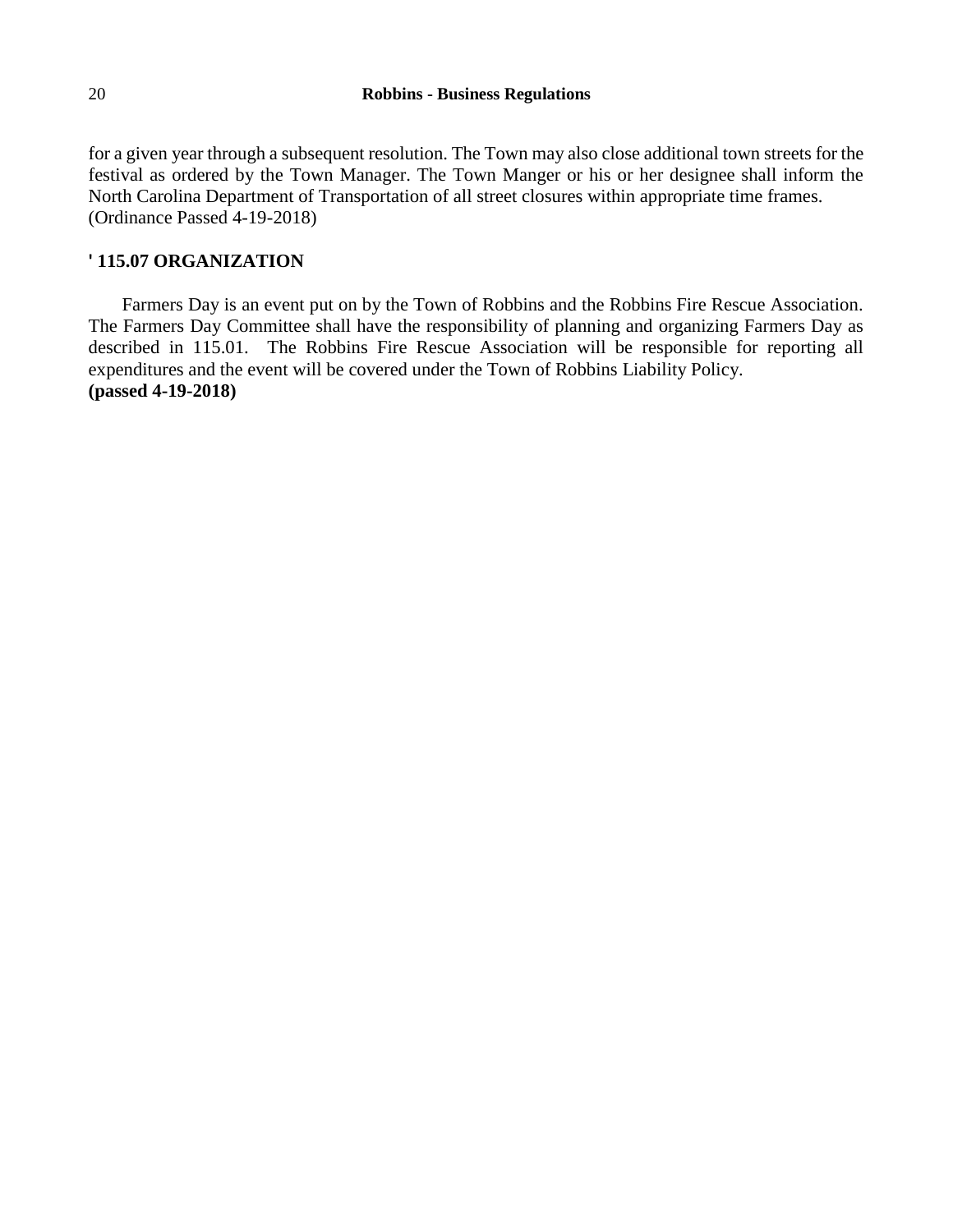for a given year through a subsequent resolution. The Town may also close additional town streets for the festival as ordered by the Town Manager. The Town Manger or his or her designee shall inform the North Carolina Department of Transportation of all street closures within appropriate time frames.
(Ordinance Passed 4-19-2018)

### ' 115.07 ORGANIZATION

Farmers Day is an event put on by the Town of Robbins and the Robbins Fire Rescue Association. The Farmers Day Committee shall have the responsibility of planning and organizing Farmers Day as described in 115.01. The Robbins Fire Rescue Association will be responsible for reporting all expenditures and the event will be covered under the Town of Robbins Liability Policy.
**(passed 4-19-2018)**